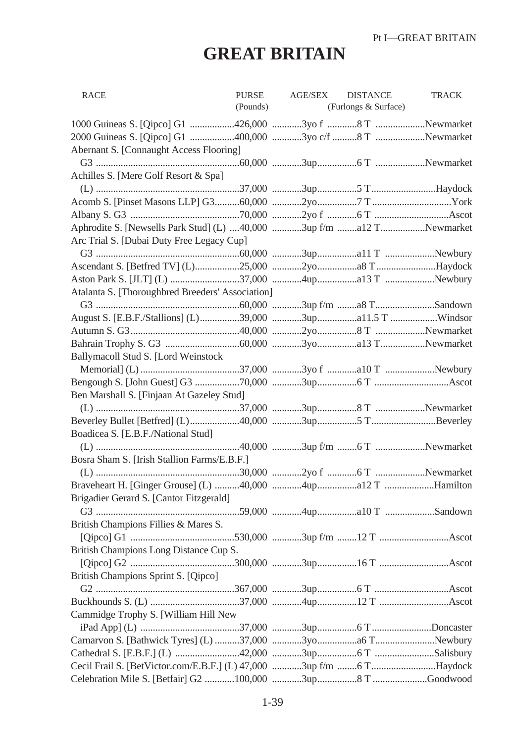# GREAT BRITAIN

| RACE | PURSE (Pounds) | AGE/SEX | DISTANCE (Furlongs & Surface) | TRACK |
|---|---|---|---|---|
| 1000 Guineas S. [Qipco] G1 | 426,000 | 3yo f | 8 T | Newmarket |
| 2000 Guineas S. [Qipco] G1 | 400,000 | 3yo c/f | 8 T | Newmarket |
| Abernant S. [Connaught Access Flooring] G3 | 60,000 | 3up | 6 T | Newmarket |
| Achilles S. [Mere Golf Resort & Spa] (L) | 37,000 | 3up | 5 T | Haydock |
| Acomb S. [Pinset Masons LLP] G3 | 60,000 | 2yo | 7 T | York |
| Albany S. G3 | 70,000 | 2yo f | 6 T | Ascot |
| Aphrodite S. [Newsells Park Stud] (L) | 40,000 | 3up f/m | a12 T | Newmarket |
| Arc Trial S. [Dubai Duty Free Legacy Cup] G3 | 60,000 | 3up | a11 T | Newbury |
| Ascendant S. [Betfred TV] (L) | 25,000 | 2yo | a8 T | Haydock |
| Aston Park S. [JLT] (L) | 37,000 | 4up | a13 T | Newbury |
| Atalanta S. [Thoroughbred Breeders' Association] G3 | 60,000 | 3up f/m | a8 T | Sandown |
| August S. [E.B.F./Stallions] (L) | 39,000 | 3up | a11.5 T | Windsor |
| Autumn S. G3 | 40,000 | 2yo | 8 T | Newmarket |
| Bahrain Trophy S. G3 | 60,000 | 3yo | a13 T | Newmarket |
| Ballymacoll Stud S. [Lord Weinstock Memorial] (L) | 37,000 | 3yo f | a10 T | Newbury |
| Bengough S. [John Guest] G3 | 70,000 | 3up | 6 T | Ascot |
| Ben Marshall S. [Finjaan At Gazeley Stud] (L) | 37,000 | 3up | 8 T | Newmarket |
| Beverley Bullet [Betfred] (L) | 40,000 | 3up | 5 T | Beverley |
| Boadicea S. [E.B.F./National Stud] (L) | 40,000 | 3up f/m | 6 T | Newmarket |
| Bosra Sham S. [Irish Stallion Farms/E.B.F.] (L) | 30,000 | 2yo f | 6 T | Newmarket |
| Braveheart H. [Ginger Grouse] (L) | 40,000 | 4up | a12 T | Hamilton |
| Brigadier Gerard S. [Cantor Fitzgerald] G3 | 59,000 | 4up | a10 T | Sandown |
| British Champions Fillies & Mares S. [Qipco] G1 | 530,000 | 3up f/m | 12 T | Ascot |
| British Champions Long Distance Cup S. [Qipco] G2 | 300,000 | 3up | 16 T | Ascot |
| British Champions Sprint S. [Qipco] G2 | 367,000 | 3up | 6 T | Ascot |
| Buckhounds S. (L) | 37,000 | 4up | 12 T | Ascot |
| Cammidge Trophy S. [William Hill New iPad App] (L) | 37,000 | 3up | 6 T | Doncaster |
| Carnarvon S. [Bathwick Tyres] (L) | 37,000 | 3yo | a6 T | Newbury |
| Cathedral S. [E.B.F.] (L) | 42,000 | 3up | 6 T | Salisbury |
| Cecil Frail S. [BetVictor.com/E.B.F.] (L) | 47,000 | 3up f/m | 6 T | Haydock |
| Celebration Mile S. [Betfair] G2 | 100,000 | 3up | 8 T | Goodwood |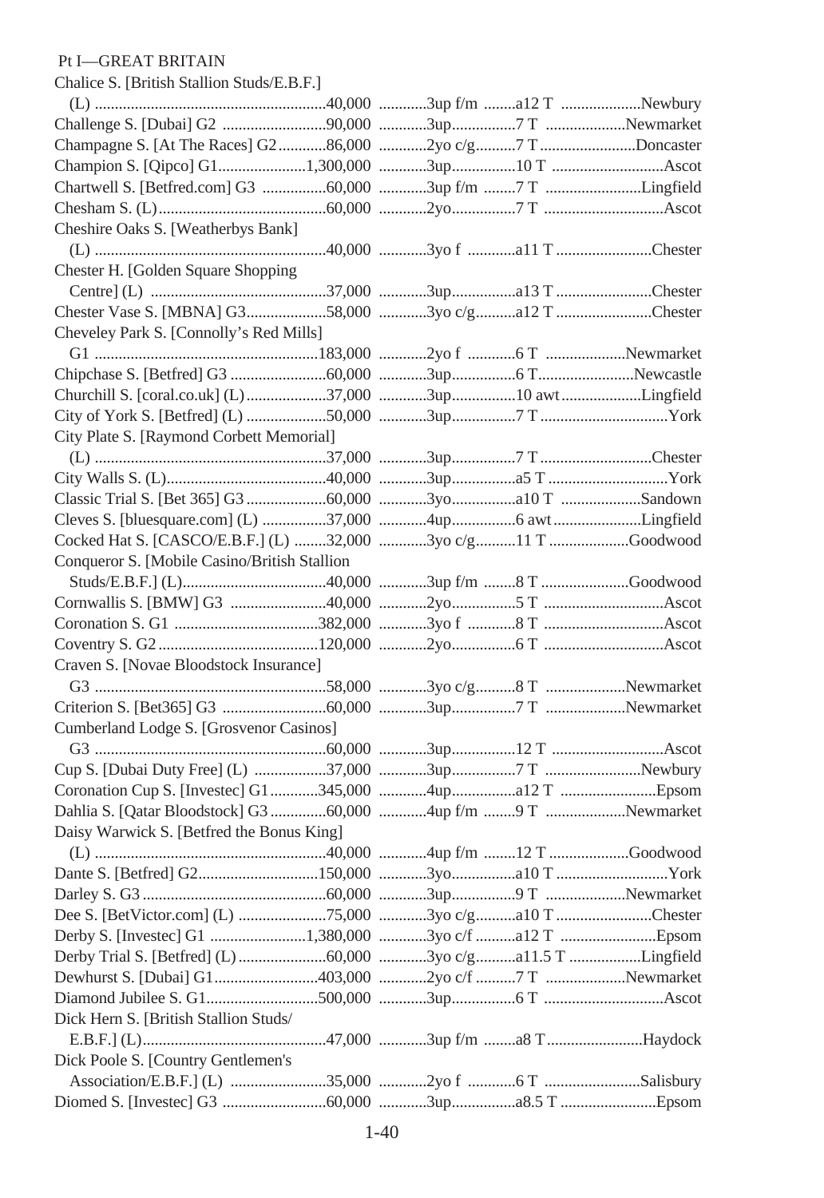Pt I—GREAT BRITAIN

| Race | Value | Age/Sex | Distance | Course |
|---|---|---|---|---|
| Chalice S. [British Stallion Studs/E.B.F.] (L) | 40,000 | 3up f/m | a12 T | Newbury |
| Challenge S. [Dubai] G2 | 90,000 | 3up | 7 T | Newmarket |
| Champagne S. [At The Races] G2 | 86,000 | 2yo c/g | 7 T | Doncaster |
| Champion S. [Qipco] G1 | 1,300,000 | 3up | 10 T | Ascot |
| Chartwell S. [Betfred.com] G3 | 60,000 | 3up f/m | 7 T | Lingfield |
| Chesham S. (L) | 60,000 | 2yo | 7 T | Ascot |
| Cheshire Oaks S. [Weatherbys Bank] (L) | 40,000 | 3yo f | a11 T | Chester |
| Chester H. [Golden Square Shopping Centre] (L) | 37,000 | 3up | a13 T | Chester |
| Chester Vase S. [MBNA] G3 | 58,000 | 3yo c/g | a12 T | Chester |
| Cheveley Park S. [Connolly's Red Mills] G1 | 183,000 | 2yo f | 6 T | Newmarket |
| Chipchase S. [Betfred] G3 | 60,000 | 3up | 6 T | Newcastle |
| Churchill S. [coral.co.uk] (L) | 37,000 | 3up | 10 awt | Lingfield |
| City of York S. [Betfred] (L) | 50,000 | 3up | 7 T | York |
| City Plate S. [Raymond Corbett Memorial] (L) | 37,000 | 3up | 7 T | Chester |
| City Walls S. (L) | 40,000 | 3up | a5 T | York |
| Classic Trial S. [Bet 365] G3 | 60,000 | 3yo | a10 T | Sandown |
| Cleves S. [bluesquare.com] (L) | 37,000 | 4up | 6 awt | Lingfield |
| Cocked Hat S. [CASCO/E.B.F.] (L) | 32,000 | 3yo c/g | 11 T | Goodwood |
| Conqueror S. [Mobile Casino/British Stallion Studs/E.B.F.] (L) | 40,000 | 3up f/m | 8 T | Goodwood |
| Cornwallis S. [BMW] G3 | 40,000 | 2yo | 5 T | Ascot |
| Coronation S. G1 | 382,000 | 3yo f | 8 T | Ascot |
| Coventry S. G2 | 120,000 | 2yo | 6 T | Ascot |
| Craven S. [Novae Bloodstock Insurance] G3 | 58,000 | 3yo c/g | 8 T | Newmarket |
| Criterion S. [Bet365] G3 | 60,000 | 3up | 7 T | Newmarket |
| Cumberland Lodge S. [Grosvenor Casinos] G3 | 60,000 | 3up | 12 T | Ascot |
| Cup S. [Dubai Duty Free] (L) | 37,000 | 3up | 7 T | Newbury |
| Coronation Cup S. [Investec] G1 | 345,000 | 4up | a12 T | Epsom |
| Dahlia S. [Qatar Bloodstock] G3 | 60,000 | 4up f/m | 9 T | Newmarket |
| Daisy Warwick S. [Betfred the Bonus King] (L) | 40,000 | 4up f/m | 12 T | Goodwood |
| Dante S. [Betfred] G2 | 150,000 | 3yo | a10 T | York |
| Darley S. G3 | 60,000 | 3up | 9 T | Newmarket |
| Dee S. [BetVictor.com] (L) | 75,000 | 3yo c/g | a10 T | Chester |
| Derby S. [Investec] G1 | 1,380,000 | 3yo c/f | a12 T | Epsom |
| Derby Trial S. [Betfred] (L) | 60,000 | 3yo c/g | a11.5 T | Lingfield |
| Dewhurst S. [Dubai] G1 | 403,000 | 2yo c/f | 7 T | Newmarket |
| Diamond Jubilee S. G1 | 500,000 | 3up | 6 T | Ascot |
| Dick Hern S. [British Stallion Studs/E.B.F.] (L) | 47,000 | 3up f/m | a8 T | Haydock |
| Dick Poole S. [Country Gentlemen's Association/E.B.F.] (L) | 35,000 | 2yo f | 6 T | Salisbury |
| Diomed S. [Investec] G3 | 60,000 | 3up | a8.5 T | Epsom |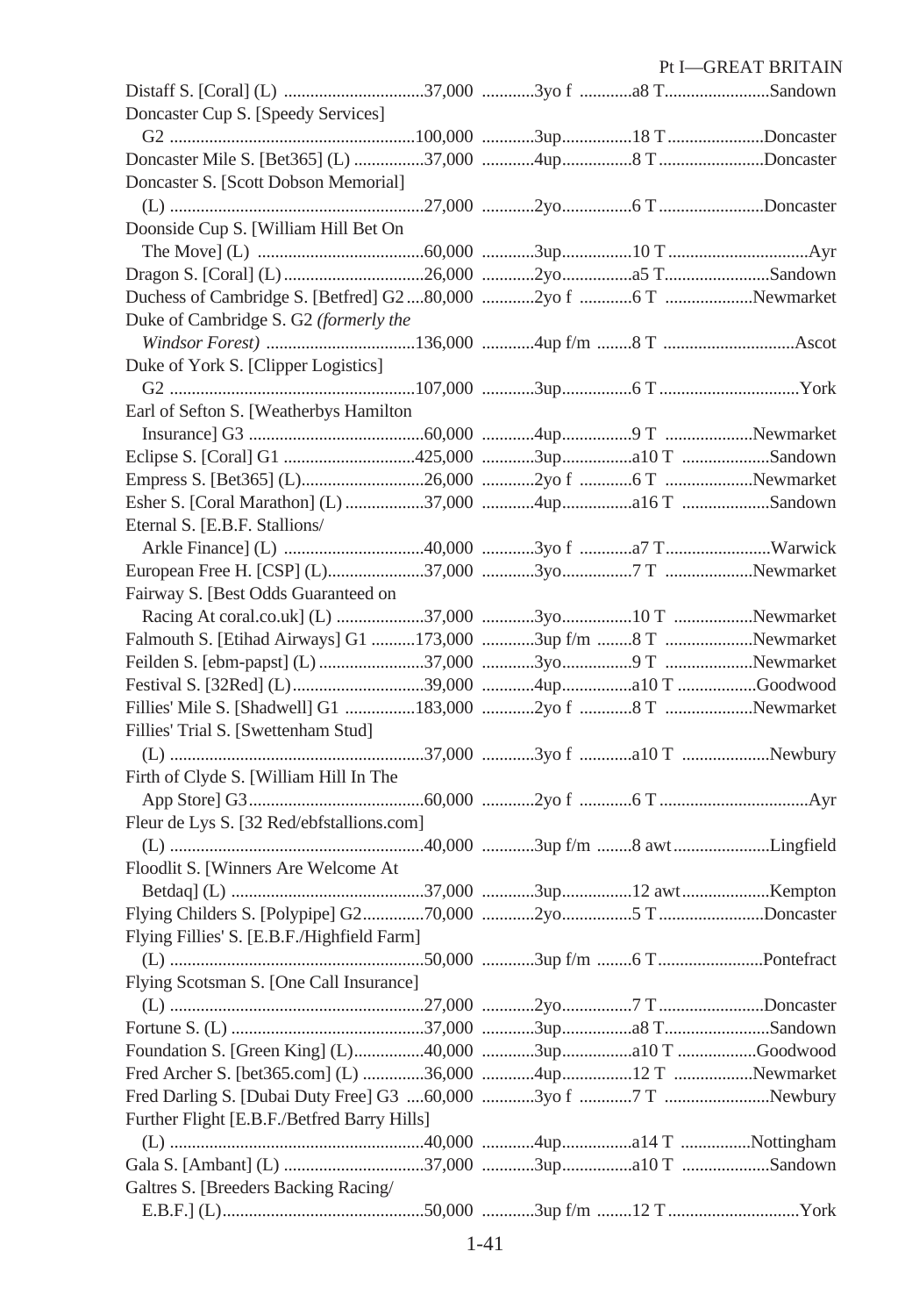| Race | Value | Age | Distance | Course |
|---|---|---|---|---|
| Distaff S. [Coral] (L) | 37,000 | 3yo f | a8 T | Sandown |
| Doncaster Cup S. [Speedy Services] G2 | 100,000 | 3up | 18 T | Doncaster |
| Doncaster Mile S. [Bet365] (L) | 37,000 | 4up | 8 T | Doncaster |
| Doncaster S. [Scott Dobson Memorial] (L) | 27,000 | 2yo | 6 T | Doncaster |
| Doonside Cup S. [William Hill Bet On The Move] (L) | 60,000 | 3up | 10 T | Ayr |
| Dragon S. [Coral] (L) | 26,000 | 2yo | a5 T | Sandown |
| Duchess of Cambridge S. [Betfred] G2 | 80,000 | 2yo f | 6 T | Newmarket |
| Duke of Cambridge S. G2 *(formerly the Windsor Forest)* | 136,000 | 4up f/m | 8 T | Ascot |
| Duke of York S. [Clipper Logistics] G2 | 107,000 | 3up | 6 T | York |
| Earl of Sefton S. [Weatherbys Hamilton Insurance] G3 | 60,000 | 4up | 9 T | Newmarket |
| Eclipse S. [Coral] G1 | 425,000 | 3up | a10 T | Sandown |
| Empress S. [Bet365] (L) | 26,000 | 2yo f | 6 T | Newmarket |
| Esher S. [Coral Marathon] (L) | 37,000 | 4up | a16 T | Sandown |
| Eternal S. [E.B.F. Stallions/ Arkle Finance] (L) | 40,000 | 3yo f | a7 T | Warwick |
| European Free H. [CSP] (L) | 37,000 | 3yo | 7 T | Newmarket |
| Fairway S. [Best Odds Guaranteed on Racing At coral.co.uk] (L) | 37,000 | 3yo | 10 T | Newmarket |
| Falmouth S. [Etihad Airways] G1 | 173,000 | 3up f/m | 8 T | Newmarket |
| Feilden S. [ebm-papst] (L) | 37,000 | 3yo | 9 T | Newmarket |
| Festival S. [32Red] (L) | 39,000 | 4up | a10 T | Goodwood |
| Fillies' Mile S. [Shadwell] G1 | 183,000 | 2yo f | 8 T | Newmarket |
| Fillies' Trial S. [Swettenham Stud] (L) | 37,000 | 3yo f | a10 T | Newbury |
| Firth of Clyde S. [William Hill In The App Store] G3 | 60,000 | 2yo f | 6 T | Ayr |
| Fleur de Lys S. [32 Red/ebfstallions.com] (L) | 40,000 | 3up f/m | 8 awt | Lingfield |
| Floodlit S. [Winners Are Welcome At Betdaq] (L) | 37,000 | 3up | 12 awt | Kempton |
| Flying Childers S. [Polypipe] G2 | 70,000 | 2yo | 5 T | Doncaster |
| Flying Fillies' S. [E.B.F./Highfield Farm] (L) | 50,000 | 3up f/m | 6 T | Pontefract |
| Flying Scotsman S. [One Call Insurance] (L) | 27,000 | 2yo | 7 T | Doncaster |
| Fortune S. (L) | 37,000 | 3up | a8 T | Sandown |
| Foundation S. [Green King] (L) | 40,000 | 3up | a10 T | Goodwood |
| Fred Archer S. [bet365.com] (L) | 36,000 | 4up | 12 T | Newmarket |
| Fred Darling S. [Dubai Duty Free] G3 | 60,000 | 3yo f | 7 T | Newbury |
| Further Flight [E.B.F./Betfred Barry Hills] (L) | 40,000 | 4up | a14 T | Nottingham |
| Gala S. [Ambant] (L) | 37,000 | 3up | a10 T | Sandown |
| Galtres S. [Breeders Backing Racing/ E.B.F.] (L) | 50,000 | 3up f/m | 12 T | York |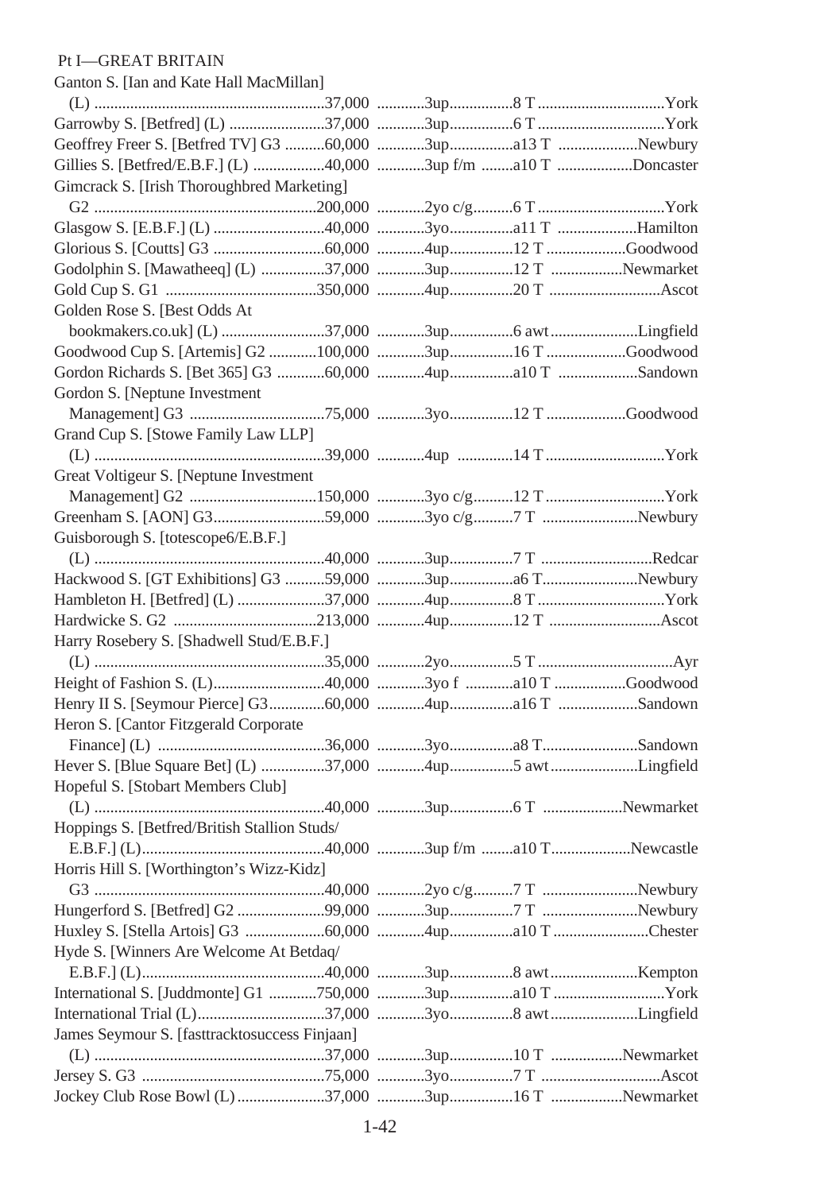Pt I—GREAT BRITAIN

| Race | Value | Age | Distance | Course |
|---|---|---|---|---|
| Ganton S. [Ian and Kate Hall MacMillan] (L) | 37,000 | 3up | 8 T | York |
| Garrowby S. [Betfred] (L) | 37,000 | 3up | 6 T | York |
| Geoffrey Freer S. [Betfred TV] G3 | 60,000 | 3up | a13 T | Newbury |
| Gillies S. [Betfred/E.B.F.] (L) | 40,000 | 3up f/m | a10 T | Doncaster |
| Gimcrack S. [Irish Thoroughbred Marketing] G2 | 200,000 | 2yo c/g | 6 T | York |
| Glasgow S. [E.B.F.] (L) | 40,000 | 3yo | a11 T | Hamilton |
| Glorious S. [Coutts] G3 | 60,000 | 4up | 12 T | Goodwood |
| Godolphin S. [Mawatheeq] (L) | 37,000 | 3up | 12 T | Newmarket |
| Gold Cup S. G1 | 350,000 | 4up | 20 T | Ascot |
| Golden Rose S. [Best Odds At bookmakers.co.uk] (L) | 37,000 | 3up | 6 awt | Lingfield |
| Goodwood Cup S. [Artemis] G2 | 100,000 | 3up | 16 T | Goodwood |
| Gordon Richards S. [Bet 365] G3 | 60,000 | 4up | a10 T | Sandown |
| Gordon S. [Neptune Investment Management] G3 | 75,000 | 3yo | 12 T | Goodwood |
| Grand Cup S. [Stowe Family Law LLP] (L) | 39,000 | 4up | 14 T | York |
| Great Voltigeur S. [Neptune Investment Management] G2 | 150,000 | 3yo c/g | 12 T | York |
| Greenham S. [AON] G3 | 59,000 | 3yo c/g | 7 T | Newbury |
| Guisborough S. [totescope6/E.B.F.] (L) | 40,000 | 3up | 7 T | Redcar |
| Hackwood S. [GT Exhibitions] G3 | 59,000 | 3up | a6 T | Newbury |
| Hambleton H. [Betfred] (L) | 37,000 | 4up | 8 T | York |
| Hardwicke S. G2 | 213,000 | 4up | 12 T | Ascot |
| Harry Rosebery S. [Shadwell Stud/E.B.F.] (L) | 35,000 | 2yo | 5 T | Ayr |
| Height of Fashion S. (L) | 40,000 | 3yo f | a10 T | Goodwood |
| Henry II S. [Seymour Pierce] G3 | 60,000 | 4up | a16 T | Sandown |
| Heron S. [Cantor Fitzgerald Corporate Finance] (L) | 36,000 | 3yo | a8 T | Sandown |
| Hever S. [Blue Square Bet] (L) | 37,000 | 4up | 5 awt | Lingfield |
| Hopeful S. [Stobart Members Club] (L) | 40,000 | 3up | 6 T | Newmarket |
| Hoppings S. [Betfred/British Stallion Studs/ E.B.F.] (L) | 40,000 | 3up f/m | a10 T | Newcastle |
| Horris Hill S. [Worthington's Wizz-Kidz] G3 | 40,000 | 2yo c/g | 7 T | Newbury |
| Hungerford S. [Betfred] G2 | 99,000 | 3up | 7 T | Newbury |
| Huxley S. [Stella Artois] G3 | 60,000 | 4up | a10 T | Chester |
| Hyde S. [Winners Are Welcome At Betdaq/ E.B.F.] (L) | 40,000 | 3up | 8 awt | Kempton |
| International S. [Juddmonte] G1 | 750,000 | 3up | a10 T | York |
| International Trial (L) | 37,000 | 3yo | 8 awt | Lingfield |
| James Seymour S. [fasttracktosuccess Finjaan] (L) | 37,000 | 3up | 10 T | Newmarket |
| Jersey S. G3 | 75,000 | 3yo | 7 T | Ascot |
| Jockey Club Rose Bowl (L) | 37,000 | 3up | 16 T | Newmarket |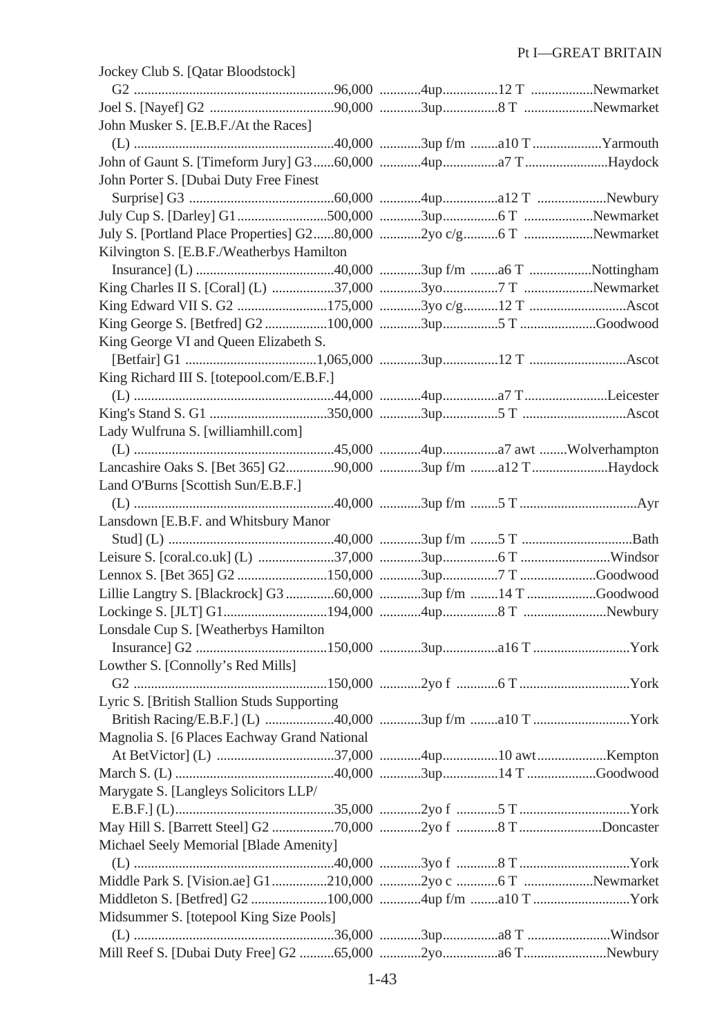| Race | Value | Age/Sex | Distance | Course |
|---|---|---|---|---|
| Jockey Club S. [Qatar Bloodstock] G2 | 96,000 | 4up | 12 T | Newmarket |
| Joel S. [Nayef] G2 | 90,000 | 3up | 8 T | Newmarket |
| John Musker S. [E.B.F./At the Races] (L) | 40,000 | 3up f/m | a10 T | Yarmouth |
| John of Gaunt S. [Timeform Jury] G3 | 60,000 | 4up | a7 T | Haydock |
| John Porter S. [Dubai Duty Free Finest Surprise] G3 | 60,000 | 4up | a12 T | Newbury |
| July Cup S. [Darley] G1 | 500,000 | 3up | 6 T | Newmarket |
| July S. [Portland Place Properties] G2 | 80,000 | 2yo c/g | 6 T | Newmarket |
| Kilvington S. [E.B.F./Weatherbys Hamilton Insurance] (L) | 40,000 | 3up f/m | a6 T | Nottingham |
| King Charles II S. [Coral] (L) | 37,000 | 3yo | 7 T | Newmarket |
| King Edward VII S. G2 | 175,000 | 3yo c/g | 12 T | Ascot |
| King George S. [Betfred] G2 | 100,000 | 3up | 5 T | Goodwood |
| King George VI and Queen Elizabeth S. [Betfair] G1 | 1,065,000 | 3up | 12 T | Ascot |
| King Richard III S. [totepool.com/E.B.F.] (L) | 44,000 | 4up | a7 T | Leicester |
| King's Stand S. G1 | 350,000 | 3up | 5 T | Ascot |
| Lady Wulfruna S. [williamhill.com] (L) | 45,000 | 4up | a7 awt | Wolverhampton |
| Lancashire Oaks S. [Bet 365] G2 | 90,000 | 3up f/m | a12 T | Haydock |
| Land O'Burns [Scottish Sun/E.B.F.] (L) | 40,000 | 3up f/m | 5 T | Ayr |
| Lansdown [E.B.F. and Whitsbury Manor Stud] (L) | 40,000 | 3up f/m | 5 T | Bath |
| Leisure S. [coral.co.uk] (L) | 37,000 | 3up | 6 T | Windsor |
| Lennox S. [Bet 365] G2 | 150,000 | 3up | 7 T | Goodwood |
| Lillie Langtry S. [Blackrock] G3 | 60,000 | 3up f/m | 14 T | Goodwood |
| Lockinge S. [JLT] G1 | 194,000 | 4up | 8 T | Newbury |
| Lonsdale Cup S. [Weatherbys Hamilton Insurance] G2 | 150,000 | 3up | a16 T | York |
| Lowther S. [Connolly's Red Mills] G2 | 150,000 | 2yo f | 6 T | York |
| Lyric S. [British Stallion Studs Supporting British Racing/E.B.F.] (L) | 40,000 | 3up f/m | a10 T | York |
| Magnolia S. [6 Places Eachway Grand National At BetVictor] (L) | 37,000 | 4up | 10 awt | Kempton |
| March S. (L) | 40,000 | 3up | 14 T | Goodwood |
| Marygate S. [Langleys Solicitors LLP/ E.B.F.] (L) | 35,000 | 2yo f | 5 T | York |
| May Hill S. [Barrett Steel] G2 | 70,000 | 2yo f | 8 T | Doncaster |
| Michael Seely Memorial [Blade Amenity] (L) | 40,000 | 3yo f | 8 T | York |
| Middle Park S. [Vision.ae] G1 | 210,000 | 2yo c | 6 T | Newmarket |
| Middleton S. [Betfred] G2 | 100,000 | 4up f/m | a10 T | York |
| Midsummer S. [totepool King Size Pools] (L) | 36,000 | 3up | a8 T | Windsor |
| Mill Reef S. [Dubai Duty Free] G2 | 65,000 | 2yo | a6 T | Newbury |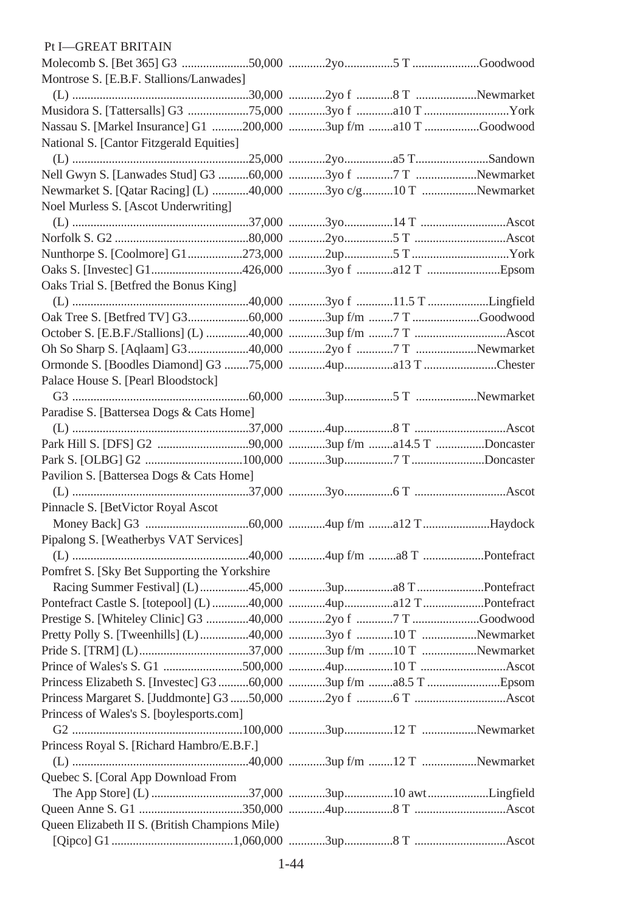Pt I—GREAT BRITAIN

| Race | Value | Age/Sex | Distance | Course |
|---|---|---|---|---|
| Molecomb S. [Bet 365] G3 | 50,000 | 2yo | 5 T | Goodwood |
| Montrose S. [E.B.F. Stallions/Lanwades] (L) | 30,000 | 2yo f | 8 T | Newmarket |
| Musidora S. [Tattersalls] G3 | 75,000 | 3yo f | a10 T | York |
| Nassau S. [Markel Insurance] G1 | 200,000 | 3up f/m | a10 T | Goodwood |
| National S. [Cantor Fitzgerald Equities] (L) | 25,000 | 2yo | a5 T | Sandown |
| Nell Gwyn S. [Lanwades Stud] G3 | 60,000 | 3yo f | 7 T | Newmarket |
| Newmarket S. [Qatar Racing] (L) | 40,000 | 3yo c/g | 10 T | Newmarket |
| Noel Murless S. [Ascot Underwriting] (L) | 37,000 | 3yo | 14 T | Ascot |
| Norfolk S. G2 | 80,000 | 2yo | 5 T | Ascot |
| Nunthorpe S. [Coolmore] G1 | 273,000 | 2up | 5 T | York |
| Oaks S. [Investec] G1 | 426,000 | 3yo f | a12 T | Epsom |
| Oaks Trial S. [Betfred the Bonus King] (L) | 40,000 | 3yo f | 11.5 T | Lingfield |
| Oak Tree S. [Betfred TV] G3 | 60,000 | 3up f/m | 7 T | Goodwood |
| October S. [E.B.F./Stallions] (L) | 40,000 | 3up f/m | 7 T | Ascot |
| Oh So Sharp S. [Aqlaam] G3 | 40,000 | 2yo f | 7 T | Newmarket |
| Ormonde S. [Boodles Diamond] G3 | 75,000 | 4up | a13 T | Chester |
| Palace House S. [Pearl Bloodstock] G3 | 60,000 | 3up | 5 T | Newmarket |
| Paradise S. [Battersea Dogs & Cats Home] (L) | 37,000 | 4up | 8 T | Ascot |
| Park Hill S. [DFS] G2 | 90,000 | 3up f/m | a14.5 T | Doncaster |
| Park S. [OLBG] G2 | 100,000 | 3up | 7 T | Doncaster |
| Pavilion S. [Battersea Dogs & Cats Home] (L) | 37,000 | 3yo | 6 T | Ascot |
| Pinnacle S. [BetVictor Royal Ascot Money Back] G3 | 60,000 | 4up f/m | a12 T | Haydock |
| Pipalong S. [Weatherbys VAT Services] (L) | 40,000 | 4up f/m | a8 T | Pontefract |
| Pomfret S. [Sky Bet Supporting the Yorkshire Racing Summer Festival] (L) | 45,000 | 3up | a8 T | Pontefract |
| Pontefract Castle S. [totepool] (L) | 40,000 | 4up | a12 T | Pontefract |
| Prestige S. [Whiteley Clinic] G3 | 40,000 | 2yo f | 7 T | Goodwood |
| Pretty Polly S. [Tweenhills] (L) | 40,000 | 3yo f | 10 T | Newmarket |
| Pride S. [TRM] (L) | 37,000 | 3up f/m | 10 T | Newmarket |
| Prince of Wales's S. G1 | 500,000 | 4up | 10 T | Ascot |
| Princess Elizabeth S. [Investec] G3 | 60,000 | 3up f/m | a8.5 T | Epsom |
| Princess Margaret S. [Juddmonte] G3 | 50,000 | 2yo f | 6 T | Ascot |
| Princess of Wales's S. [boylesports.com] G2 | 100,000 | 3up | 12 T | Newmarket |
| Princess Royal S. [Richard Hambro/E.B.F.] (L) | 40,000 | 3up f/m | 12 T | Newmarket |
| Quebec S. [Coral App Download From The App Store] (L) | 37,000 | 3up | 10 awt | Lingfield |
| Queen Anne S. G1 | 350,000 | 4up | 8 T | Ascot |
| Queen Elizabeth II S. (British Champions Mile) [Qipco] G1 | 1,060,000 | 3up | 8 T | Ascot |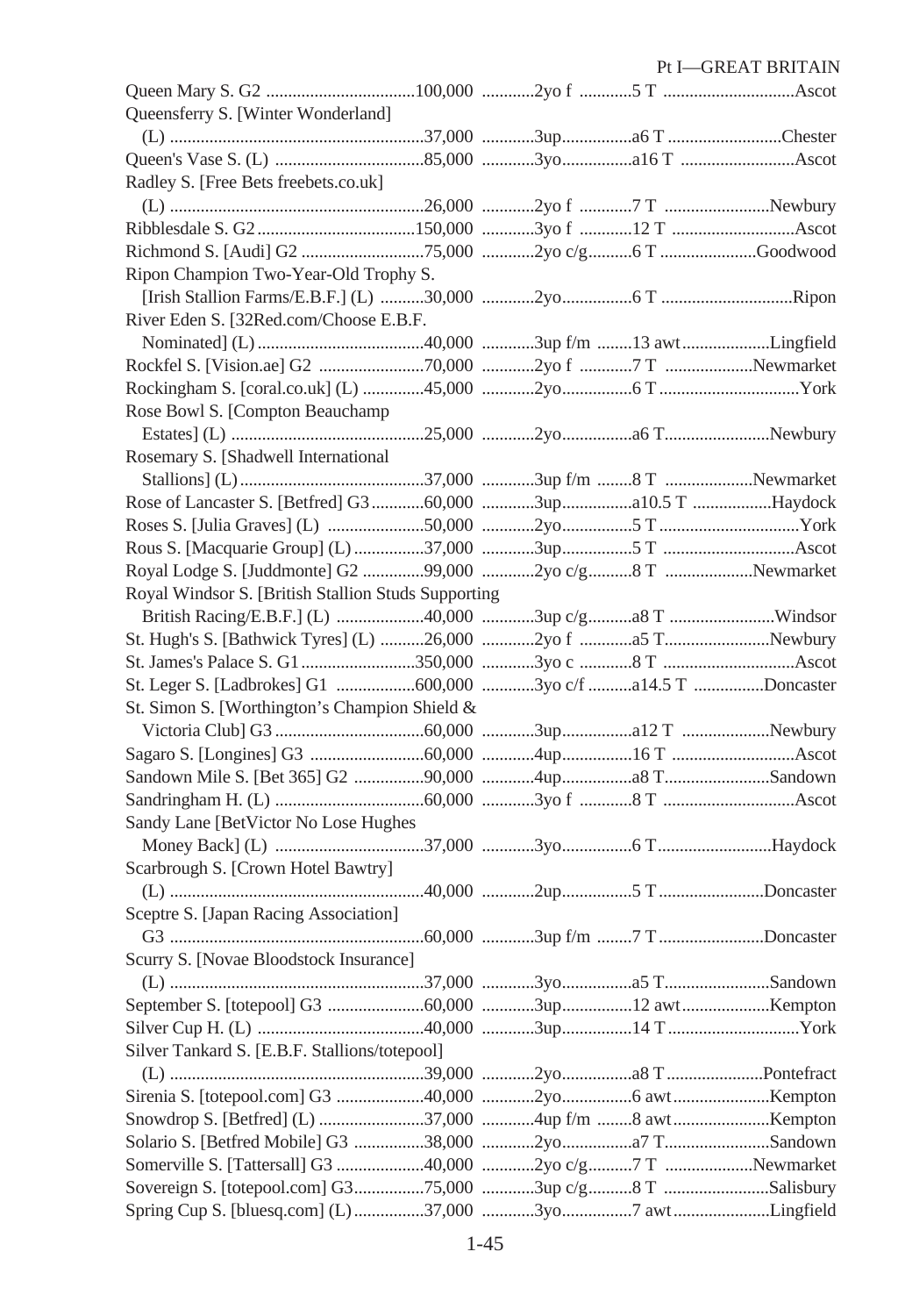| Race | Value | Age/Sex | Distance | Course |
|---|---|---|---|---|
| Queen Mary S. G2 | 100,000 | 2yo f | 5 T | Ascot |
| Queensferry S. [Winter Wonderland] (L) | 37,000 | 3up | a6 T | Chester |
| Queen's Vase S. (L) | 85,000 | 3yo | a16 T | Ascot |
| Radley S. [Free Bets freebets.co.uk] (L) | 26,000 | 2yo f | 7 T | Newbury |
| Ribblesdale S. G2 | 150,000 | 3yo f | 12 T | Ascot |
| Richmond S. [Audi] G2 | 75,000 | 2yo c/g | 6 T | Goodwood |
| Ripon Champion Two-Year-Old Trophy S. [Irish Stallion Farms/E.B.F.] (L) | 30,000 | 2yo | 6 T | Ripon |
| River Eden S. [32Red.com/Choose E.B.F. Nominated] (L) | 40,000 | 3up f/m | 13 awt | Lingfield |
| Rockfel S. [Vision.ae] G2 | 70,000 | 2yo f | 7 T | Newmarket |
| Rockingham S. [coral.co.uk] (L) | 45,000 | 2yo | 6 T | York |
| Rose Bowl S. [Compton Beauchamp Estates] (L) | 25,000 | 2yo | a6 T | Newbury |
| Rosemary S. [Shadwell International Stallions] (L) | 37,000 | 3up f/m | 8 T | Newmarket |
| Rose of Lancaster S. [Betfred] G3 | 60,000 | 3up | a10.5 T | Haydock |
| Roses S. [Julia Graves] (L) | 50,000 | 2yo | 5 T | York |
| Rous S. [Macquarie Group] (L) | 37,000 | 3up | 5 T | Ascot |
| Royal Lodge S. [Juddmonte] G2 | 99,000 | 2yo c/g | 8 T | Newmarket |
| Royal Windsor S. [British Stallion Studs Supporting British Racing/E.B.F.] (L) | 40,000 | 3up c/g | a8 T | Windsor |
| St. Hugh's S. [Bathwick Tyres] (L) | 26,000 | 2yo f | a5 T | Newbury |
| St. James's Palace S. G1 | 350,000 | 3yo c | 8 T | Ascot |
| St. Leger S. [Ladbrokes] G1 | 600,000 | 3yo c/f | a14.5 T | Doncaster |
| St. Simon S. [Worthington's Champion Shield & Victoria Club] G3 | 60,000 | 3up | a12 T | Newbury |
| Sagaro S. [Longines] G3 | 60,000 | 4up | 16 T | Ascot |
| Sandown Mile S. [Bet 365] G2 | 90,000 | 4up | a8 T | Sandown |
| Sandringham H. (L) | 60,000 | 3yo f | 8 T | Ascot |
| Sandy Lane [BetVictor No Lose Hughes Money Back] (L) | 37,000 | 3yo | 6 T | Haydock |
| Scarbrough S. [Crown Hotel Bawtry] (L) | 40,000 | 2up | 5 T | Doncaster |
| Sceptre S. [Japan Racing Association] G3 | 60,000 | 3up f/m | 7 T | Doncaster |
| Scurry S. [Novae Bloodstock Insurance] (L) | 37,000 | 3yo | a5 T | Sandown |
| September S. [totepool] G3 | 60,000 | 3up | 12 awt | Kempton |
| Silver Cup H. (L) | 40,000 | 3up | 14 T | York |
| Silver Tankard S. [E.B.F. Stallions/totepool] (L) | 39,000 | 2yo | a8 T | Pontefract |
| Sirenia S. [totepool.com] G3 | 40,000 | 2yo | 6 awt | Kempton |
| Snowdrop S. [Betfred] (L) | 37,000 | 4up f/m | 8 awt | Kempton |
| Solario S. [Betfred Mobile] G3 | 38,000 | 2yo | a7 T | Sandown |
| Somerville S. [Tattersall] G3 | 40,000 | 2yo c/g | 7 T | Newmarket |
| Sovereign S. [totepool.com] G3 | 75,000 | 3up c/g | 8 T | Salisbury |
| Spring Cup S. [bluesq.com] (L) | 37,000 | 3yo | 7 awt | Lingfield |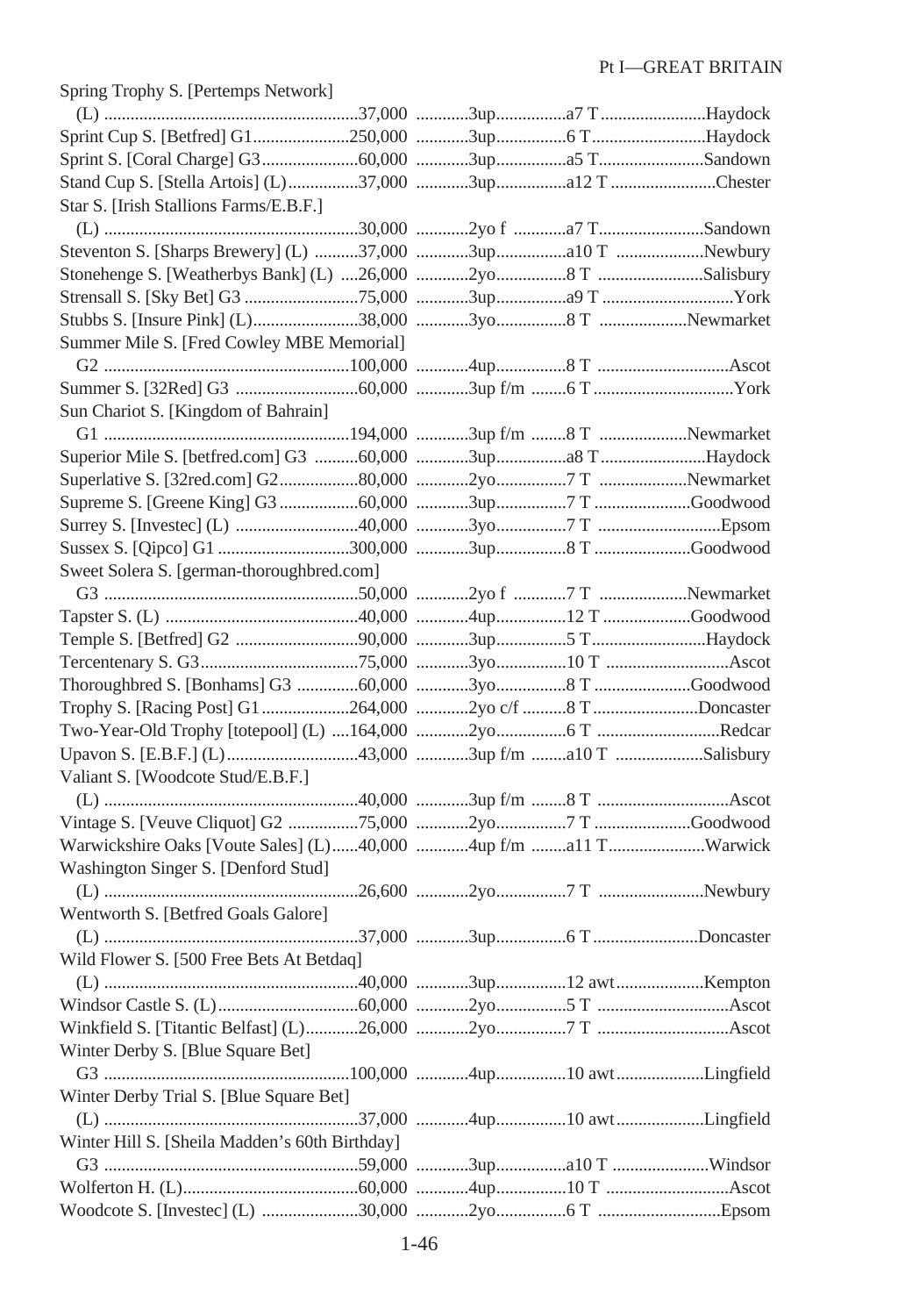| Race | Value | Age | Distance | Course |
|---|---|---|---|---|
| Spring Trophy S. [Pertemps Network] (L) | 37,000 | 3up | a7 T | Haydock |
| Sprint Cup S. [Betfred] G1 | 250,000 | 3up | 6 T | Haydock |
| Sprint S. [Coral Charge] G3 | 60,000 | 3up | a5 T | Sandown |
| Stand Cup S. [Stella Artois] (L) | 37,000 | 3up | a12 T | Chester |
| Star S. [Irish Stallions Farms/E.B.F.] (L) | 30,000 | 2yo f | a7 T | Sandown |
| Steventon S. [Sharps Brewery] (L) | 37,000 | 3up | a10 T | Newbury |
| Stonehenge S. [Weatherbys Bank] (L) | 26,000 | 2yo | 8 T | Salisbury |
| Strensall S. [Sky Bet] G3 | 75,000 | 3up | a9 T | York |
| Stubbs S. [Insure Pink] (L) | 38,000 | 3yo | 8 T | Newmarket |
| Summer Mile S. [Fred Cowley MBE Memorial] G2 | 100,000 | 4up | 8 T | Ascot |
| Summer S. [32Red] G3 | 60,000 | 3up f/m | 6 T | York |
| Sun Chariot S. [Kingdom of Bahrain] G1 | 194,000 | 3up f/m | 8 T | Newmarket |
| Superior Mile S. [betfred.com] G3 | 60,000 | 3up | a8 T | Haydock |
| Superlative S. [32red.com] G2 | 80,000 | 2yo | 7 T | Newmarket |
| Supreme S. [Greene King] G3 | 60,000 | 3up | 7 T | Goodwood |
| Surrey S. [Investec] (L) | 40,000 | 3yo | 7 T | Epsom |
| Sussex S. [Qipco] G1 | 300,000 | 3up | 8 T | Goodwood |
| Sweet Solera S. [german-thoroughbred.com] G3 | 50,000 | 2yo f | 7 T | Newmarket |
| Tapster S. (L) | 40,000 | 4up | 12 T | Goodwood |
| Temple S. [Betfred] G2 | 90,000 | 3up | 5 T | Haydock |
| Tercentenary S. G3 | 75,000 | 3yo | 10 T | Ascot |
| Thoroughbred S. [Bonhams] G3 | 60,000 | 3yo | 8 T | Goodwood |
| Trophy S. [Racing Post] G1 | 264,000 | 2yo c/f | 8 T | Doncaster |
| Two-Year-Old Trophy [totepool] (L) | 164,000 | 2yo | 6 T | Redcar |
| Upavon S. [E.B.F.] (L) | 43,000 | 3up f/m | a10 T | Salisbury |
| Valiant S. [Woodcote Stud/E.B.F.] (L) | 40,000 | 3up f/m | 8 T | Ascot |
| Vintage S. [Veuve Cliquot] G2 | 75,000 | 2yo | 7 T | Goodwood |
| Warwickshire Oaks [Voute Sales] (L) | 40,000 | 4up f/m | a11 T | Warwick |
| Washington Singer S. [Denford Stud] (L) | 26,600 | 2yo | 7 T | Newbury |
| Wentworth S. [Betfred Goals Galore] (L) | 37,000 | 3up | 6 T | Doncaster |
| Wild Flower S. [500 Free Bets At Betdaq] (L) | 40,000 | 3up | 12 awt | Kempton |
| Windsor Castle S. (L) | 60,000 | 2yo | 5 T | Ascot |
| Winkfield S. [Titantic Belfast] (L) | 26,000 | 2yo | 7 T | Ascot |
| Winter Derby S. [Blue Square Bet] G3 | 100,000 | 4up | 10 awt | Lingfield |
| Winter Derby Trial S. [Blue Square Bet] (L) | 37,000 | 4up | 10 awt | Lingfield |
| Winter Hill S. [Sheila Madden's 60th Birthday] G3 | 59,000 | 3up | a10 T | Windsor |
| Wolferton H. (L) | 60,000 | 4up | 10 T | Ascot |
| Woodcote S. [Investec] (L) | 30,000 | 2yo | 6 T | Epsom |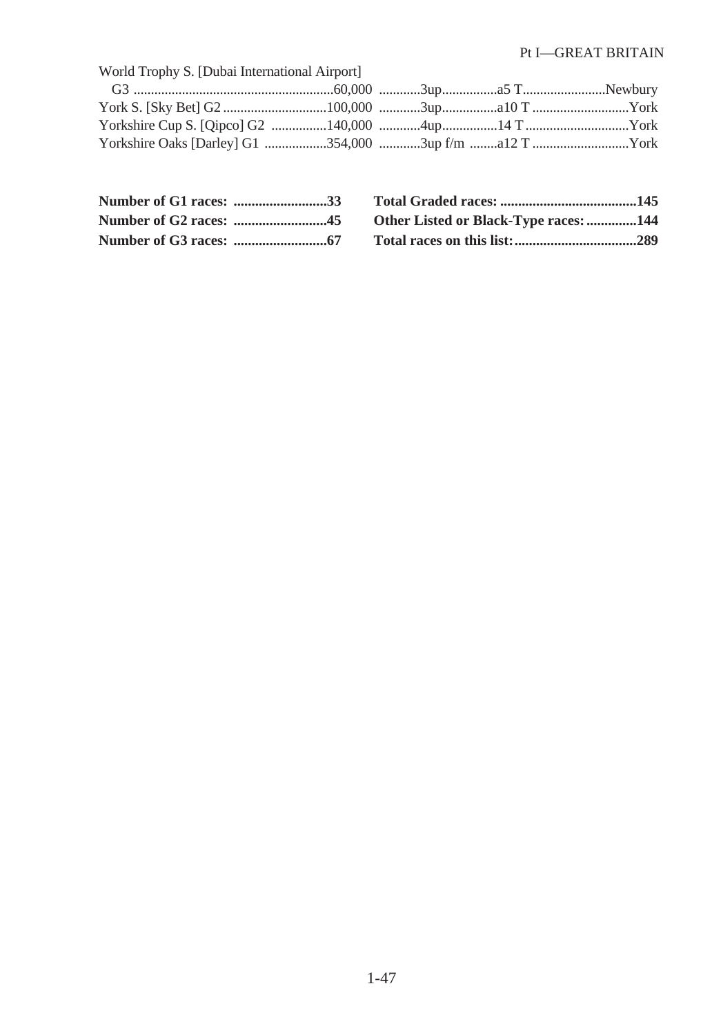| | | | | |
|---|---|---|---|---|
| World Trophy S. [Dubai International Airport] G3 | 60,000 | 3up | a5 T | Newbury |
| York S. [Sky Bet] G2 | 100,000 | 3up | a10 T | York |
| Yorkshire Cup S. [Qipco] G2 | 140,000 | 4up | 14 T | York |
| Yorkshire Oaks [Darley] G1 | 354,000 | 3up f/m | a12 T | York |

**Number of G1 races: ..........................33**

**Number of G2 races: ..........................45**

**Number of G3 races: ..........................67**

**Total Graded races: ......................................145**

**Other Listed or Black-Type races: ..............144**

**Total races on this list:..................................289**